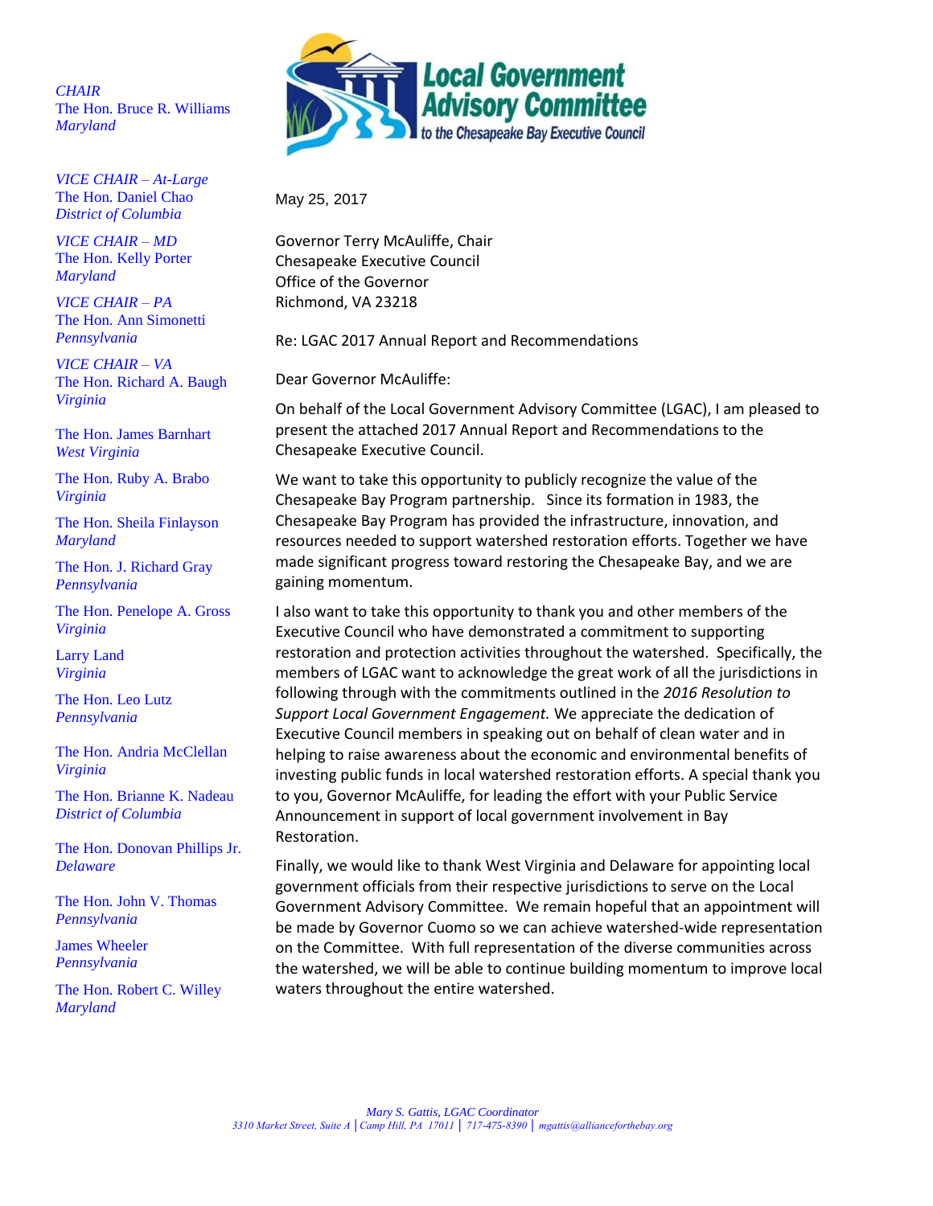**Local Government Advisory Committee**
*to the Chesapeake Bay Executive Council*

*CHAIR*
The Hon. Bruce R. Williams
*Maryland*

*VICE CHAIR – At-Large*
The Hon. Daniel Chao
*District of Columbia*

*VICE CHAIR – MD*
The Hon. Kelly Porter
*Maryland*

*VICE CHAIR – PA*
The Hon. Ann Simonetti
*Pennsylvania*

*VICE CHAIR – VA*
The Hon. Richard A. Baugh
*Virginia*

The Hon. James Barnhart
*West Virginia*

The Hon. Ruby A. Brabo
*Virginia*

The Hon. Sheila Finlayson
*Maryland*

The Hon. J. Richard Gray
*Pennsylvania*

The Hon. Penelope A. Gross
*Virginia*

Larry Land
*Virginia*

The Hon. Leo Lutz
*Pennsylvania*

The Hon. Andria McClellan
*Virginia*

The Hon. Brianne K. Nadeau
*District of Columbia*

The Hon. Donovan Phillips Jr.
*Delaware*

The Hon. John V. Thomas
*Pennsylvania*

James Wheeler
*Pennsylvania*

The Hon. Robert C. Willey
*Maryland*

May 25, 2017

Governor Terry McAuliffe, Chair
Chesapeake Executive Council
Office of the Governor
Richmond, VA 23218

Re: LGAC 2017 Annual Report and Recommendations

Dear Governor McAuliffe:

On behalf of the Local Government Advisory Committee (LGAC), I am pleased to present the attached 2017 Annual Report and Recommendations to the Chesapeake Executive Council.

We want to take this opportunity to publicly recognize the value of the Chesapeake Bay Program partnership. Since its formation in 1983, the Chesapeake Bay Program has provided the infrastructure, innovation, and resources needed to support watershed restoration efforts. Together we have made significant progress toward restoring the Chesapeake Bay, and we are gaining momentum.

I also want to take this opportunity to thank you and other members of the Executive Council who have demonstrated a commitment to supporting restoration and protection activities throughout the watershed. Specifically, the members of LGAC want to acknowledge the great work of all the jurisdictions in following through with the commitments outlined in the *2016 Resolution to Support Local Government Engagement.* We appreciate the dedication of Executive Council members in speaking out on behalf of clean water and in helping to raise awareness about the economic and environmental benefits of investing public funds in local watershed restoration efforts. A special thank you to you, Governor McAuliffe, for leading the effort with your Public Service Announcement in support of local government involvement in Bay Restoration.

Finally, we would like to thank West Virginia and Delaware for appointing local government officials from their respective jurisdictions to serve on the Local Government Advisory Committee. We remain hopeful that an appointment will be made by Governor Cuomo so we can achieve watershed-wide representation on the Committee. With full representation of the diverse communities across the watershed, we will be able to continue building momentum to improve local waters throughout the entire watershed.

*Mary S. Gattis, LGAC Coordinator*
*3310 Market Street, Suite A | Camp Hill, PA 17011 | 717-475-8390 | mgattis@allianceforthebay.org*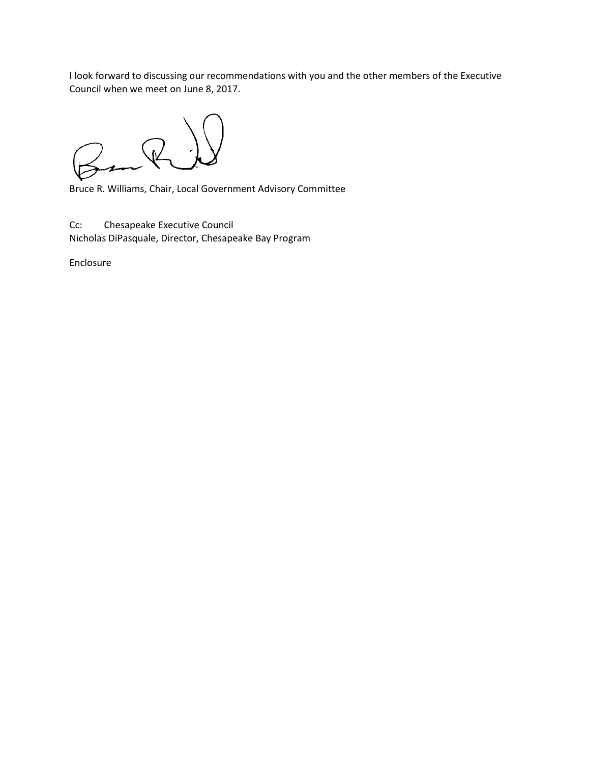I look forward to discussing our recommendations with you and the other members of the Executive Council when we meet on June 8, 2017.

Bruce R. Williams, Chair, Local Government Advisory Committee

Cc: Chesapeake Executive Council
Nicholas DiPasquale, Director, Chesapeake Bay Program

Enclosure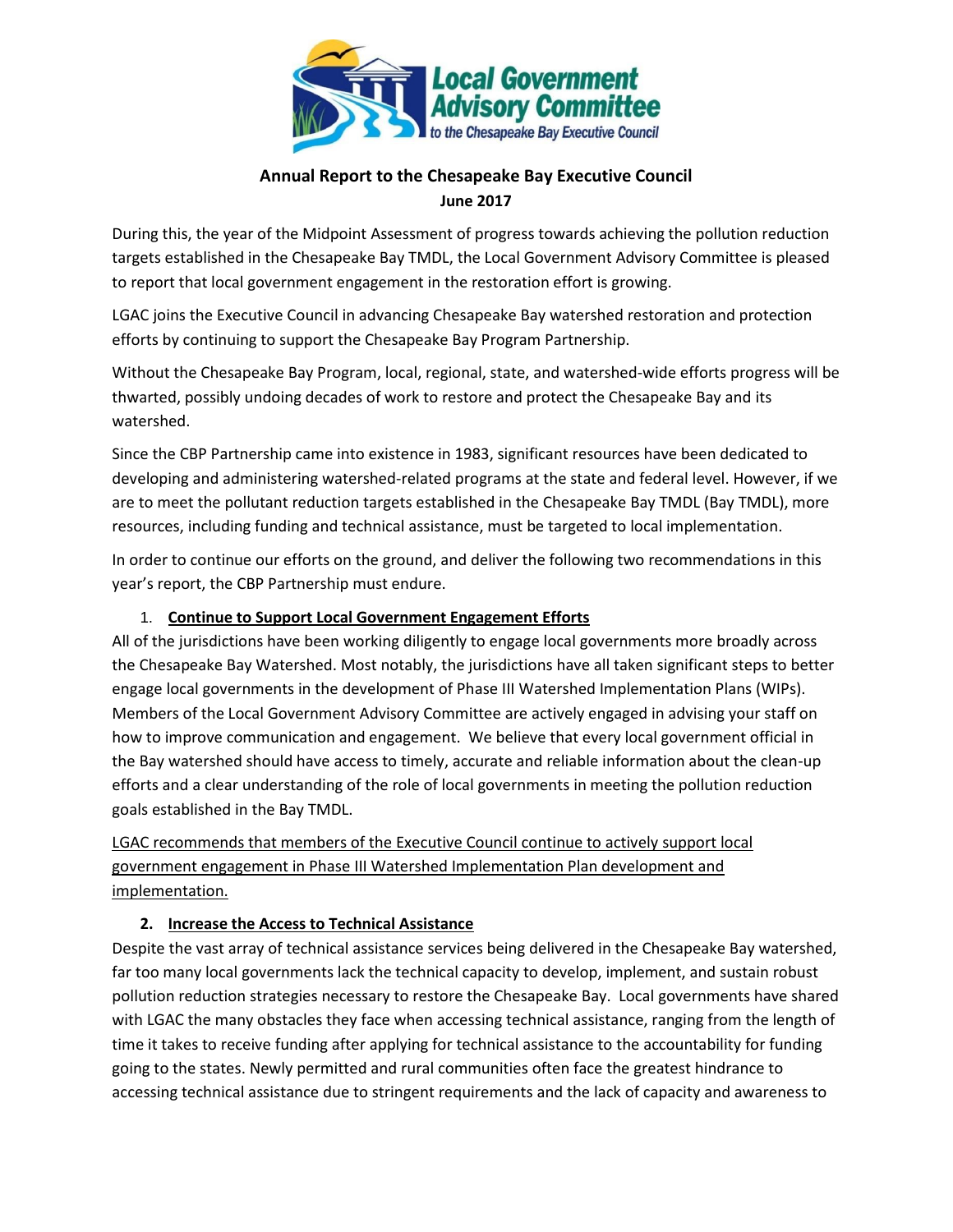**Annual Report to the Chesapeake Bay Executive Council**
**June 2017**

During this, the year of the Midpoint Assessment of progress towards achieving the pollution reduction targets established in the Chesapeake Bay TMDL, the Local Government Advisory Committee is pleased to report that local government engagement in the restoration effort is growing.

LGAC joins the Executive Council in advancing Chesapeake Bay watershed restoration and protection efforts by continuing to support the Chesapeake Bay Program Partnership.

Without the Chesapeake Bay Program, local, regional, state, and watershed-wide efforts progress will be thwarted, possibly undoing decades of work to restore and protect the Chesapeake Bay and its watershed.

Since the CBP Partnership came into existence in 1983, significant resources have been dedicated to developing and administering watershed-related programs at the state and federal level. However, if we are to meet the pollutant reduction targets established in the Chesapeake Bay TMDL (Bay TMDL), more resources, including funding and technical assistance, must be targeted to local implementation.

In order to continue our efforts on the ground, and deliver the following two recommendations in this year's report, the CBP Partnership must endure.

1. **Continue to Support Local Government Engagement Efforts**

All of the jurisdictions have been working diligently to engage local governments more broadly across the Chesapeake Bay Watershed. Most notably, the jurisdictions have all taken significant steps to better engage local governments in the development of Phase III Watershed Implementation Plans (WIPs). Members of the Local Government Advisory Committee are actively engaged in advising your staff on how to improve communication and engagement. We believe that every local government official in the Bay watershed should have access to timely, accurate and reliable information about the clean-up efforts and a clear understanding of the role of local governments in meeting the pollution reduction goals established in the Bay TMDL.

LGAC recommends that members of the Executive Council continue to actively support local government engagement in Phase III Watershed Implementation Plan development and implementation.

2. **Increase the Access to Technical Assistance**

Despite the vast array of technical assistance services being delivered in the Chesapeake Bay watershed, far too many local governments lack the technical capacity to develop, implement, and sustain robust pollution reduction strategies necessary to restore the Chesapeake Bay. Local governments have shared with LGAC the many obstacles they face when accessing technical assistance, ranging from the length of time it takes to receive funding after applying for technical assistance to the accountability for funding going to the states. Newly permitted and rural communities often face the greatest hindrance to accessing technical assistance due to stringent requirements and the lack of capacity and awareness to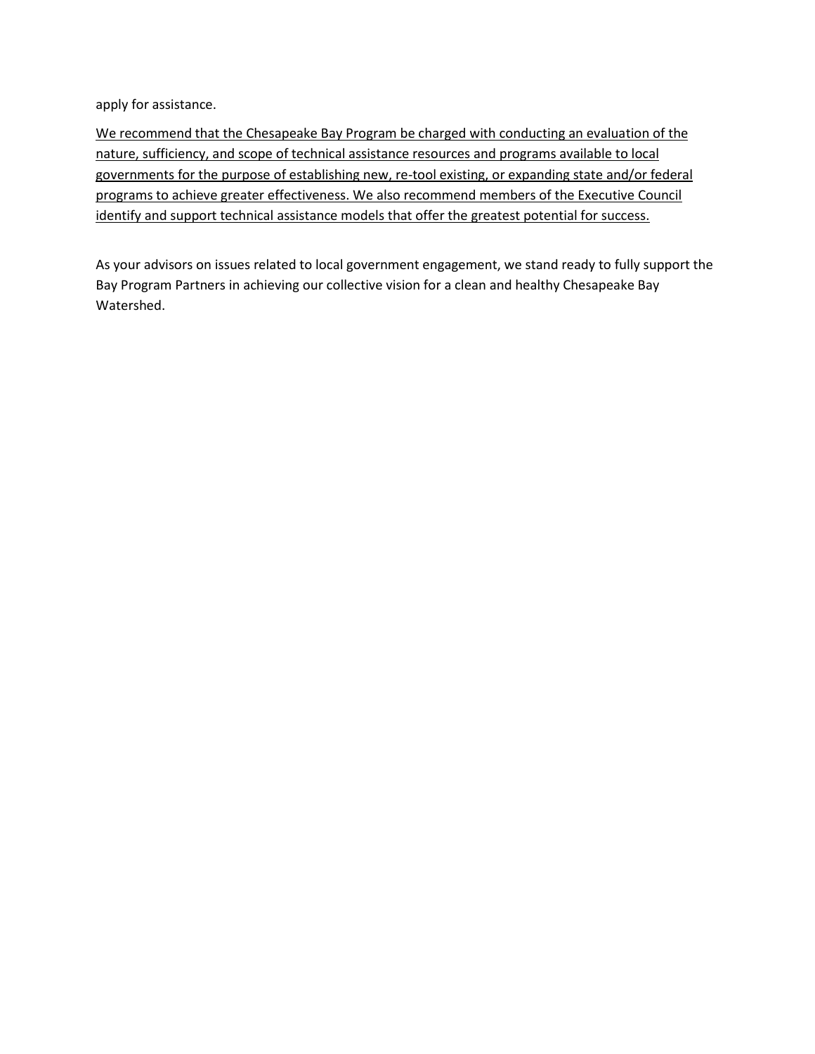apply for assistance.

<u>We recommend that the Chesapeake Bay Program be charged with conducting an evaluation of the nature, sufficiency, and scope of technical assistance resources and programs available to local governments for the purpose of establishing new, re-tool existing, or expanding state and/or federal programs to achieve greater effectiveness. We also recommend members of the Executive Council identify and support technical assistance models that offer the greatest potential for success.</u>

As your advisors on issues related to local government engagement, we stand ready to fully support the Bay Program Partners in achieving our collective vision for a clean and healthy Chesapeake Bay Watershed.